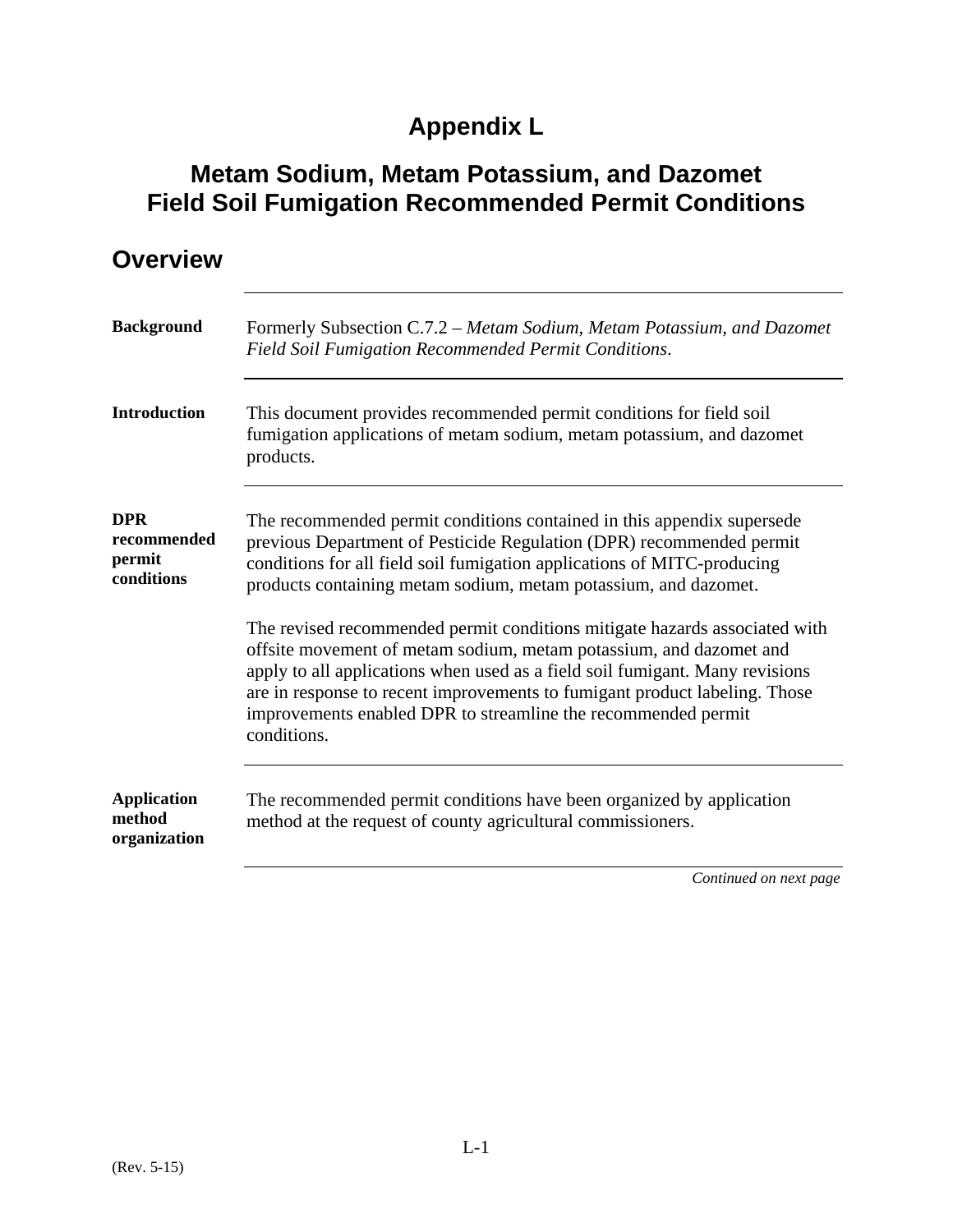# Appendix L

# Metam Sodium, Metam Potassium, and Dazomet Field Soil Fumigation Recommended Permit Conditions

## Overview

**Background**

Formerly Subsection C.7.2 – *Metam Sodium, Metam Potassium, and Dazomet Field Soil Fumigation Recommended Permit Conditions*.

**Introduction**

This document provides recommended permit conditions for field soil fumigation applications of metam sodium, metam potassium, and dazomet products.

**DPR recommended permit conditions**

The recommended permit conditions contained in this appendix supersede previous Department of Pesticide Regulation (DPR) recommended permit conditions for all field soil fumigation applications of MITC-producing products containing metam sodium, metam potassium, and dazomet.

The revised recommended permit conditions mitigate hazards associated with offsite movement of metam sodium, metam potassium, and dazomet and apply to all applications when used as a field soil fumigant. Many revisions are in response to recent improvements to fumigant product labeling. Those improvements enabled DPR to streamline the recommended permit conditions.

**Application method organization**

The recommended permit conditions have been organized by application method at the request of county agricultural commissioners.

*Continued on next page*

(Rev. 5-15)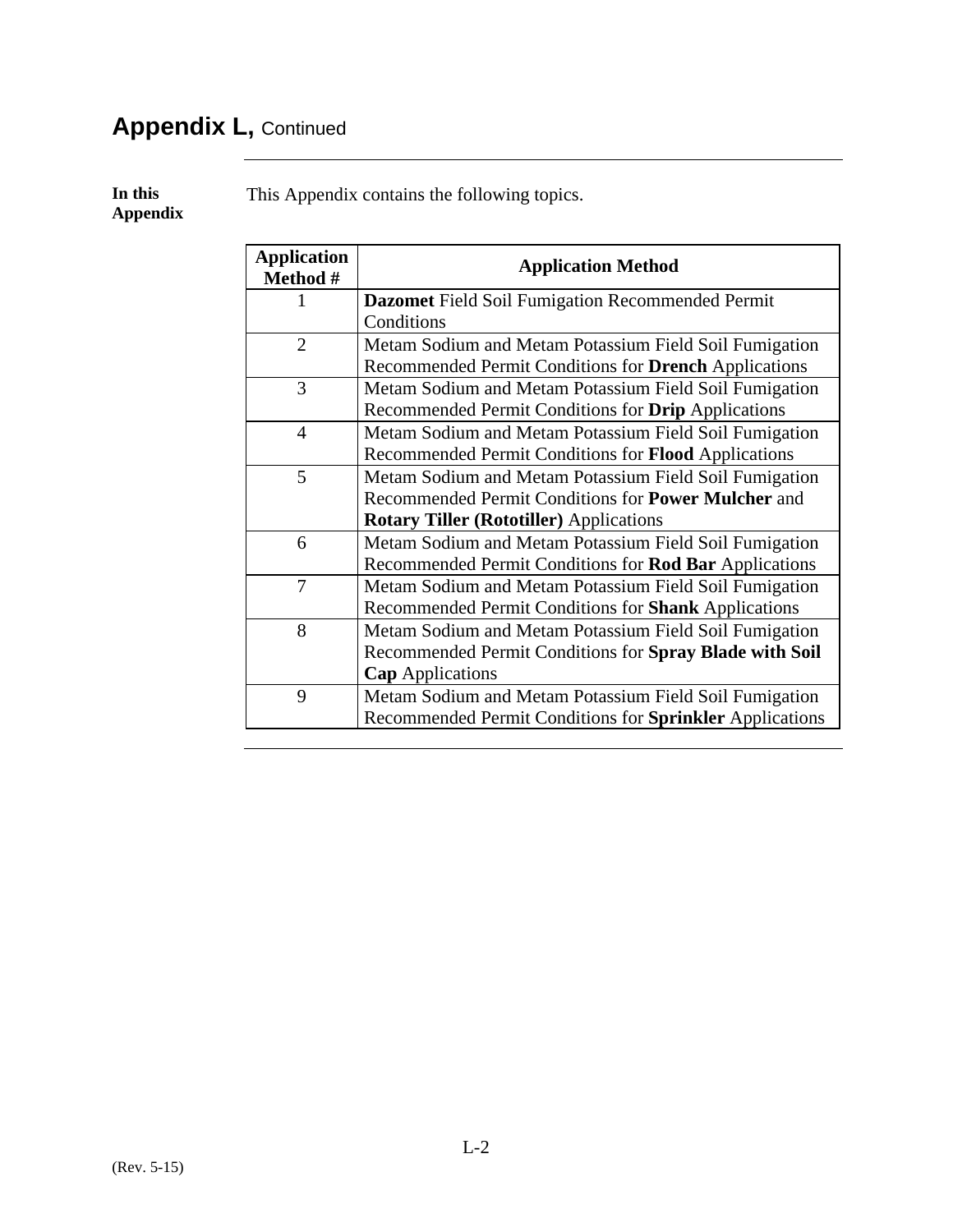# Appendix L, Continued

**In this Appendix**

This Appendix contains the following topics.

| Application Method # | Application Method |
|---|---|
| 1 | **Dazomet** Field Soil Fumigation Recommended Permit Conditions |
| 2 | Metam Sodium and Metam Potassium Field Soil Fumigation Recommended Permit Conditions for **Drench** Applications |
| 3 | Metam Sodium and Metam Potassium Field Soil Fumigation Recommended Permit Conditions for **Drip** Applications |
| 4 | Metam Sodium and Metam Potassium Field Soil Fumigation Recommended Permit Conditions for **Flood** Applications |
| 5 | Metam Sodium and Metam Potassium Field Soil Fumigation Recommended Permit Conditions for **Power Mulcher** and **Rotary Tiller (Rototiller)** Applications |
| 6 | Metam Sodium and Metam Potassium Field Soil Fumigation Recommended Permit Conditions for **Rod Bar** Applications |
| 7 | Metam Sodium and Metam Potassium Field Soil Fumigation Recommended Permit Conditions for **Shank** Applications |
| 8 | Metam Sodium and Metam Potassium Field Soil Fumigation Recommended Permit Conditions for **Spray Blade with Soil Cap** Applications |
| 9 | Metam Sodium and Metam Potassium Field Soil Fumigation Recommended Permit Conditions for **Sprinkler** Applications |

(Rev. 5-15)